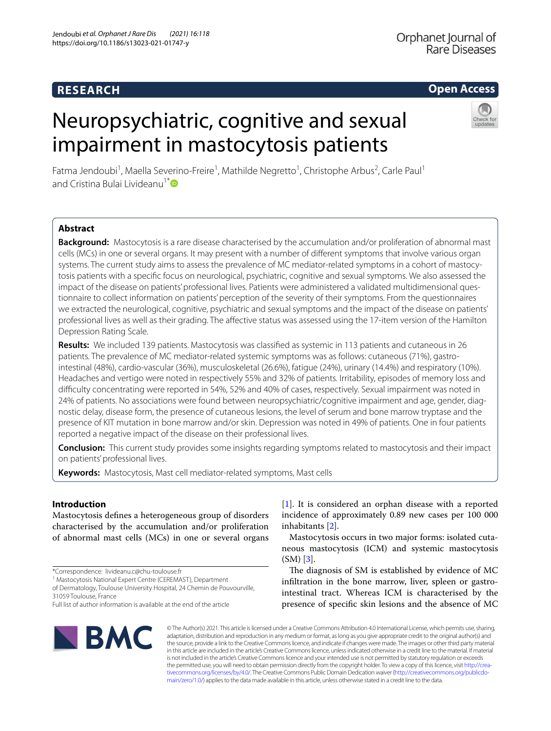RESEARCH

Open Access

# Neuropsychiatric, cognitive and sexual impairment in mastocytosis patients

Fatma Jendoubi[1], Maella Severino-Freire[1], Mathilde Negretto[1], Christophe Arbus[2], Carle Paul[1] and Cristina Bulai Livideanu[1*]

## Abstract

**Background:** Mastocytosis is a rare disease characterised by the accumulation and/or proliferation of abnormal mast cells (MCs) in one or several organs. It may present with a number of different symptoms that involve various organ systems. The current study aims to assess the prevalence of MC mediator-related symptoms in a cohort of mastocytosis patients with a specific focus on neurological, psychiatric, cognitive and sexual symptoms. We also assessed the impact of the disease on patients' professional lives. Patients were administered a validated multidimensional questionnaire to collect information on patients' perception of the severity of their symptoms. From the questionnaires we extracted the neurological, cognitive, psychiatric and sexual symptoms and the impact of the disease on patients' professional lives as well as their grading. The affective status was assessed using the 17-item version of the Hamilton Depression Rating Scale.

**Results:** We included 139 patients. Mastocytosis was classified as systemic in 113 patients and cutaneous in 26 patients. The prevalence of MC mediator-related systemic symptoms was as follows: cutaneous (71%), gastrointestinal (48%), cardio-vascular (36%), musculoskeletal (26.6%), fatigue (24%), urinary (14.4%) and respiratory (10%). Headaches and vertigo were noted in respectively 55% and 32% of patients. Irritability, episodes of memory loss and difficulty concentrating were reported in 54%, 52% and 40% of cases, respectively. Sexual impairment was noted in 24% of patients. No associations were found between neuropsychiatric/cognitive impairment and age, gender, diagnostic delay, disease form, the presence of cutaneous lesions, the level of serum and bone marrow tryptase and the presence of KIT mutation in bone marrow and/or skin. Depression was noted in 49% of patients. One in four patients reported a negative impact of the disease on their professional lives.

**Conclusion:** This current study provides some insights regarding symptoms related to mastocytosis and their impact on patients' professional lives.

**Keywords:** Mastocytosis, Mast cell mediator-related symptoms, Mast cells

## Introduction

Mastocytosis defines a heterogeneous group of disorders characterised by the accumulation and/or proliferation of abnormal mast cells (MCs) in one or several organs [1]. It is considered an orphan disease with a reported incidence of approximately 0.89 new cases per 100 000 inhabitants [2].

Mastocytosis occurs in two major forms: isolated cutaneous mastocytosis (ICM) and systemic mastocytosis (SM) [3].

The diagnosis of SM is established by evidence of MC infiltration in the bone marrow, liver, spleen or gastrointestinal tract. Whereas ICM is characterised by the presence of specific skin lesions and the absence of MC

*Correspondence: livideanu.c@chu-toulouse.fr
[1] Mastocytosis National Expert Centre (CEREMAST), Department of Dermatology, Toulouse University Hospital, 24 Chemin de Pouvourville, 31059 Toulouse, France
Full list of author information is available at the end of the article

© The Author(s) 2021. This article is licensed under a Creative Commons Attribution 4.0 International License, which permits use, sharing, adaptation, distribution and reproduction in any medium or format, as long as you give appropriate credit to the original author(s) and the source, provide a link to the Creative Commons licence, and indicate if changes were made. The images or other third party material in this article are included in the article's Creative Commons licence, unless indicated otherwise in a credit line to the material. If material is not included in the article's Creative Commons licence and your intended use is not permitted by statutory regulation or exceeds the permitted use, you will need to obtain permission directly from the copyright holder. To view a copy of this licence, visit http://creativecommons.org/licenses/by/4.0/. The Creative Commons Public Domain Dedication waiver (http://creativecommons.org/publicdomain/zero/1.0/) applies to the data made available in this article, unless otherwise stated in a credit line to the data.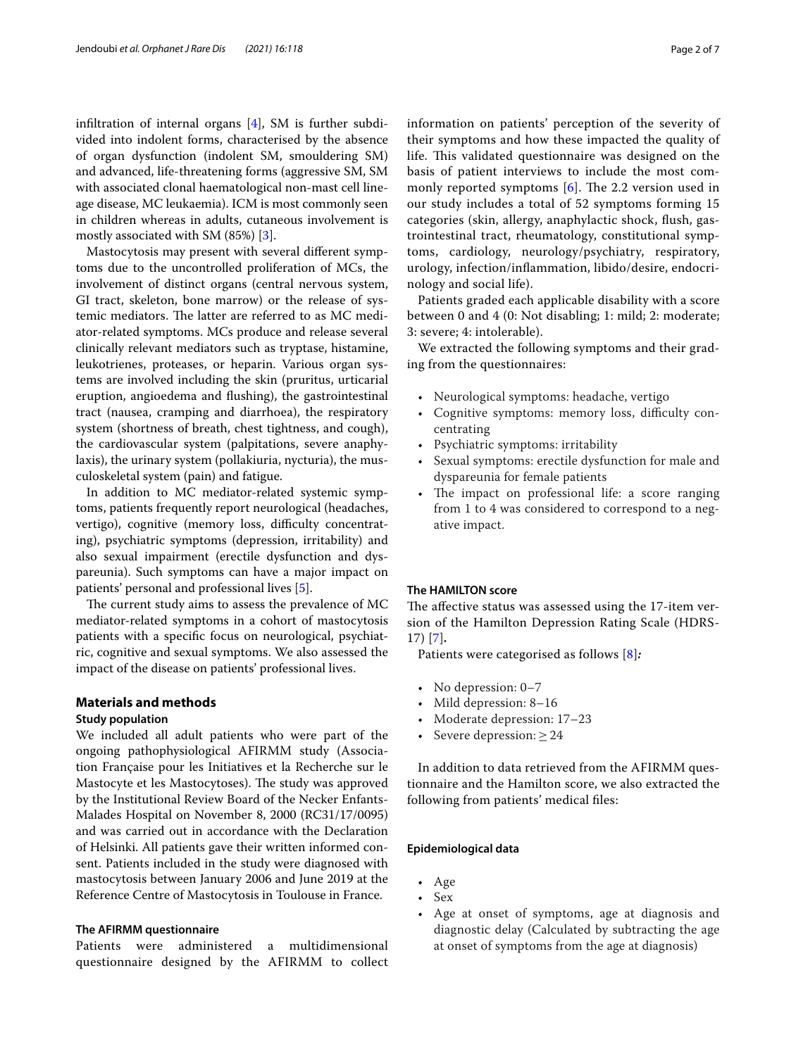infiltration of internal organs [4], SM is further subdivided into indolent forms, characterised by the absence of organ dysfunction (indolent SM, smouldering SM) and advanced, life-threatening forms (aggressive SM, SM with associated clonal haematological non-mast cell lineage disease, MC leukaemia). ICM is most commonly seen in children whereas in adults, cutaneous involvement is mostly associated with SM (85%) [3].

Mastocytosis may present with several different symptoms due to the uncontrolled proliferation of MCs, the involvement of distinct organs (central nervous system, GI tract, skeleton, bone marrow) or the release of systemic mediators. The latter are referred to as MC mediator-related symptoms. MCs produce and release several clinically relevant mediators such as tryptase, histamine, leukotrienes, proteases, or heparin. Various organ systems are involved including the skin (pruritus, urticarial eruption, angioedema and flushing), the gastrointestinal tract (nausea, cramping and diarrhoea), the respiratory system (shortness of breath, chest tightness, and cough), the cardiovascular system (palpitations, severe anaphylaxis), the urinary system (pollakiuria, nycturia), the musculoskeletal system (pain) and fatigue.

In addition to MC mediator-related systemic symptoms, patients frequently report neurological (headaches, vertigo), cognitive (memory loss, difficulty concentrating), psychiatric symptoms (depression, irritability) and also sexual impairment (erectile dysfunction and dyspareunia). Such symptoms can have a major impact on patients' personal and professional lives [5].

The current study aims to assess the prevalence of MC mediator-related symptoms in a cohort of mastocytosis patients with a specific focus on neurological, psychiatric, cognitive and sexual symptoms. We also assessed the impact of the disease on patients' professional lives.

## Materials and methods

### Study population

We included all adult patients who were part of the ongoing pathophysiological AFIRMM study (Association Française pour les Initiatives et la Recherche sur le Mastocyte et les Mastocytoses). The study was approved by the Institutional Review Board of the Necker Enfants-Malades Hospital on November 8, 2000 (RC31/17/0095) and was carried out in accordance with the Declaration of Helsinki. All patients gave their written informed consent. Patients included in the study were diagnosed with mastocytosis between January 2006 and June 2019 at the Reference Centre of Mastocytosis in Toulouse in France.

### The AFIRMM questionnaire

Patients were administered a multidimensional questionnaire designed by the AFIRMM to collect information on patients' perception of the severity of their symptoms and how these impacted the quality of life. This validated questionnaire was designed on the basis of patient interviews to include the most commonly reported symptoms [6]. The 2.2 version used in our study includes a total of 52 symptoms forming 15 categories (skin, allergy, anaphylactic shock, flush, gastrointestinal tract, rheumatology, constitutional symptoms, cardiology, neurology/psychiatry, respiratory, urology, infection/inflammation, libido/desire, endocrinology and social life).

Patients graded each applicable disability with a score between 0 and 4 (0: Not disabling; 1: mild; 2: moderate; 3: severe; 4: intolerable).

We extracted the following symptoms and their grading from the questionnaires:

- Neurological symptoms: headache, vertigo
- Cognitive symptoms: memory loss, difficulty concentrating
- Psychiatric symptoms: irritability
- Sexual symptoms: erectile dysfunction for male and dyspareunia for female patients
- The impact on professional life: a score ranging from 1 to 4 was considered to correspond to a negative impact.

### The HAMILTON score

The affective status was assessed using the 17-item version of the Hamilton Depression Rating Scale (HDRS-17) [7]*.*

Patients were categorised as follows [8]*:*

- No depression: 0–7
- Mild depression: 8–16
- Moderate depression: 17–23
- Severe depression: $\geq 24$

In addition to data retrieved from the AFIRMM questionnaire and the Hamilton score, we also extracted the following from patients' medical files:

### Epidemiological data

- Age
- Sex
- Age at onset of symptoms, age at diagnosis and diagnostic delay (Calculated by subtracting the age at onset of symptoms from the age at diagnosis)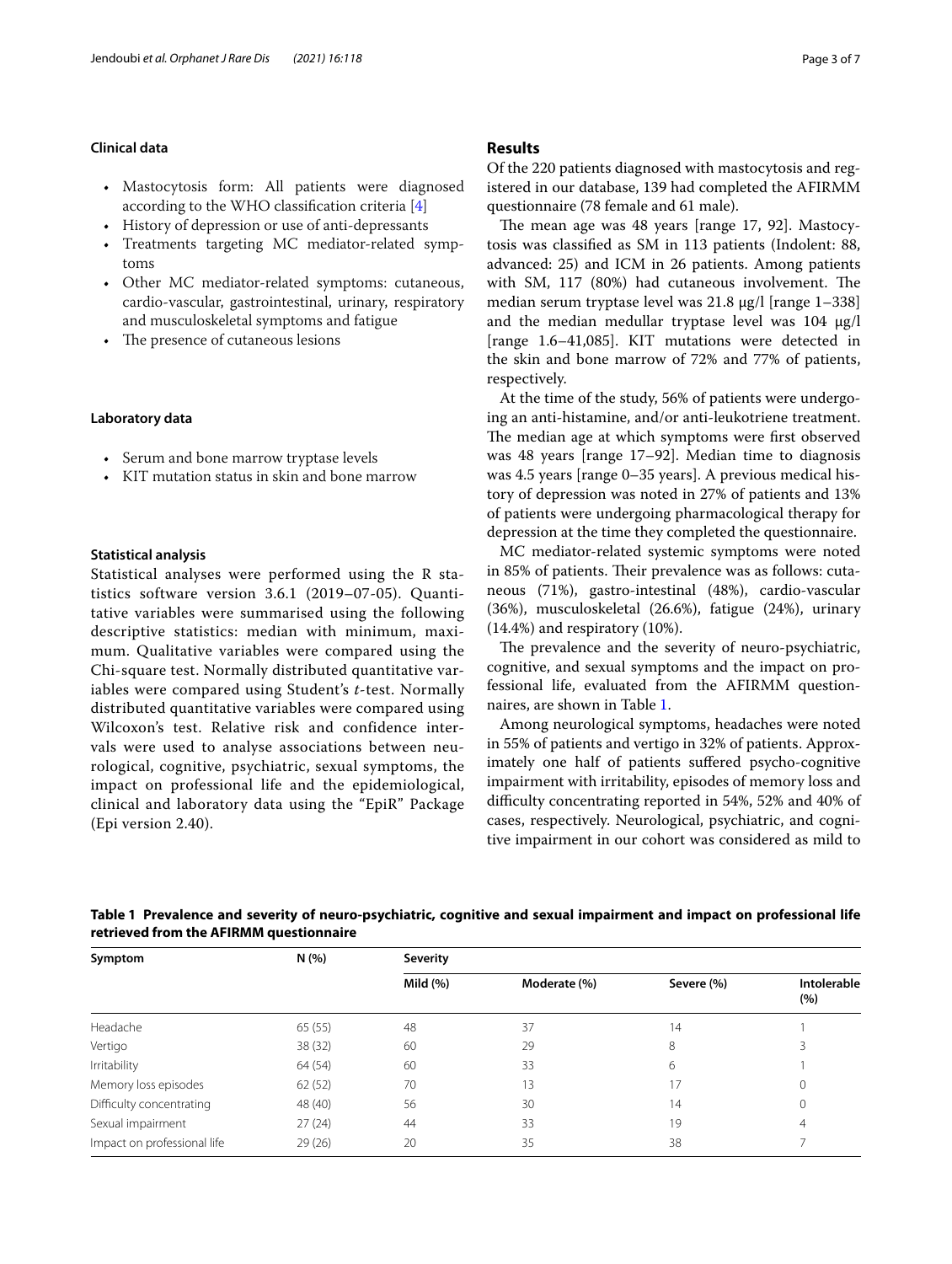### Clinical data

- Mastocytosis form: All patients were diagnosed according to the WHO classification criteria [4]
- History of depression or use of anti-depressants
- Treatments targeting MC mediator-related symptoms
- Other MC mediator-related symptoms: cutaneous, cardio-vascular, gastrointestinal, urinary, respiratory and musculoskeletal symptoms and fatigue
- The presence of cutaneous lesions

### Laboratory data

- Serum and bone marrow tryptase levels
- KIT mutation status in skin and bone marrow

### Statistical analysis

Statistical analyses were performed using the R statistics software version 3.6.1 (2019–07-05). Quantitative variables were summarised using the following descriptive statistics: median with minimum, maximum. Qualitative variables were compared using the Chi-square test. Normally distributed quantitative variables were compared using Student's *t*-test. Normally distributed quantitative variables were compared using Wilcoxon's test. Relative risk and confidence intervals were used to analyse associations between neurological, cognitive, psychiatric, sexual symptoms, the impact on professional life and the epidemiological, clinical and laboratory data using the "EpiR" Package (Epi version 2.40).

## Results

Of the 220 patients diagnosed with mastocytosis and registered in our database, 139 had completed the AFIRMM questionnaire (78 female and 61 male).

The mean age was 48 years [range 17, 92]. Mastocytosis was classified as SM in 113 patients (Indolent: 88, advanced: 25) and ICM in 26 patients. Among patients with SM, 117 (80%) had cutaneous involvement. The median serum tryptase level was 21.8 µg/l [range 1–338] and the median medullar tryptase level was 104 µg/l [range 1.6–41,085]. KIT mutations were detected in the skin and bone marrow of 72% and 77% of patients, respectively.

At the time of the study, 56% of patients were undergoing an anti-histamine, and/or anti-leukotriene treatment. The median age at which symptoms were first observed was 48 years [range 17–92]. Median time to diagnosis was 4.5 years [range 0–35 years]. A previous medical history of depression was noted in 27% of patients and 13% of patients were undergoing pharmacological therapy for depression at the time they completed the questionnaire.

MC mediator-related systemic symptoms were noted in 85% of patients. Their prevalence was as follows: cutaneous (71%), gastro-intestinal (48%), cardio-vascular (36%), musculoskeletal (26.6%), fatigue (24%), urinary (14.4%) and respiratory (10%).

The prevalence and the severity of neuro-psychiatric, cognitive, and sexual symptoms and the impact on professional life, evaluated from the AFIRMM questionnaires, are shown in Table 1.

Among neurological symptoms, headaches were noted in 55% of patients and vertigo in 32% of patients. Approximately one half of patients suffered psycho-cognitive impairment with irritability, episodes of memory loss and difficulty concentrating reported in 54%, 52% and 40% of cases, respectively. Neurological, psychiatric, and cognitive impairment in our cohort was considered as mild to

**Table 1 Prevalence and severity of neuro-psychiatric, cognitive and sexual impairment and impact on professional life retrieved from the AFIRMM questionnaire**

| Symptom | N (%) | Severity | | | |
|---|---|---|---|---|---|
| | | Mild (%) | Moderate (%) | Severe (%) | Intolerable (%) |
| Headache | 65 (55) | 48 | 37 | 14 | 1 |
| Vertigo | 38 (32) | 60 | 29 | 8 | 3 |
| Irritability | 64 (54) | 60 | 33 | 6 | 1 |
| Memory loss episodes | 62 (52) | 70 | 13 | 17 | 0 |
| Difficulty concentrating | 48 (40) | 56 | 30 | 14 | 0 |
| Sexual impairment | 27 (24) | 44 | 33 | 19 | 4 |
| Impact on professional life | 29 (26) | 20 | 35 | 38 | 7 |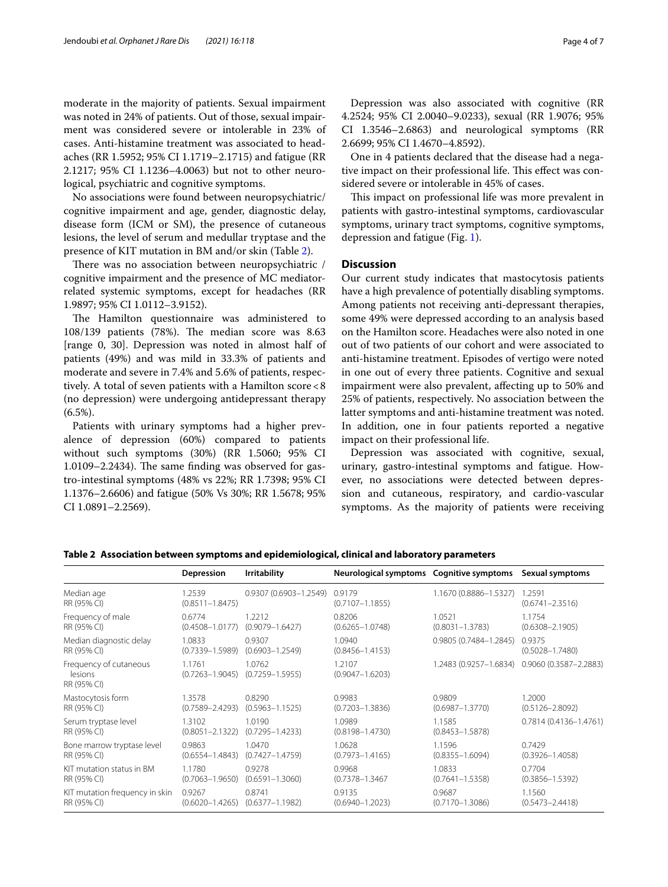moderate in the majority of patients. Sexual impairment was noted in 24% of patients. Out of those, sexual impairment was considered severe or intolerable in 23% of cases. Anti-histamine treatment was associated to headaches (RR 1.5952; 95% CI 1.1719–2.1715) and fatigue (RR 2.1217; 95% CI 1.1236–4.0063) but not to other neurological, psychiatric and cognitive symptoms.

No associations were found between neuropsychiatric/cognitive impairment and age, gender, diagnostic delay, disease form (ICM or SM), the presence of cutaneous lesions, the level of serum and medullar tryptase and the presence of KIT mutation in BM and/or skin (Table 2).

There was no association between neuropsychiatric / cognitive impairment and the presence of MC mediator-related systemic symptoms, except for headaches (RR 1.9897; 95% CI 1.0112–3.9152).

The Hamilton questionnaire was administered to 108/139 patients (78%). The median score was 8.63 [range 0, 30]. Depression was noted in almost half of patients (49%) and was mild in 33.3% of patients and moderate and severe in 7.4% and 5.6% of patients, respectively. A total of seven patients with a Hamilton score < 8 (no depression) were undergoing antidepressant therapy (6.5%).

Patients with urinary symptoms had a higher prevalence of depression (60%) compared to patients without such symptoms (30%) (RR 1.5060; 95% CI 1.0109–2.2434). The same finding was observed for gastro-intestinal symptoms (48% vs 22%; RR 1.7398; 95% CI 1.1376–2.6606) and fatigue (50% Vs 30%; RR 1.5678; 95% CI 1.0891–2.2569).

Depression was also associated with cognitive (RR 4.2524; 95% CI 2.0040–9.0233), sexual (RR 1.9076; 95% CI 1.3546–2.6863) and neurological symptoms (RR 2.6699; 95% CI 1.4670–4.8592).

One in 4 patients declared that the disease had a negative impact on their professional life. This effect was considered severe or intolerable in 45% of cases.

This impact on professional life was more prevalent in patients with gastro-intestinal symptoms, cardiovascular symptoms, urinary tract symptoms, cognitive symptoms, depression and fatigue (Fig. 1).

## Discussion

Our current study indicates that mastocytosis patients have a high prevalence of potentially disabling symptoms. Among patients not receiving anti-depressant therapies, some 49% were depressed according to an analysis based on the Hamilton score. Headaches were also noted in one out of two patients of our cohort and were associated to anti-histamine treatment. Episodes of vertigo were noted in one out of every three patients. Cognitive and sexual impairment were also prevalent, affecting up to 50% and 25% of patients, respectively. No association between the latter symptoms and anti-histamine treatment was noted. In addition, one in four patients reported a negative impact on their professional life.

Depression was associated with cognitive, sexual, urinary, gastro-intestinal symptoms and fatigue. However, no associations were detected between depression and cutaneous, respiratory, and cardio-vascular symptoms. As the majority of patients were receiving

**Table 2 Association between symptoms and epidemiological, clinical and laboratory parameters**

| | Depression | Irritability | Neurological symptoms | Cognitive symptoms | Sexual symptoms |
|---|---|---|---|---|---|
| Median age RR (95% CI) | 1.2539 (0.8511–1.8475) | 0.9307 (0.6903–1.2549) | 0.9179 (0.7107–1.1855) | 1.1670 (0.8886–1.5327) | 1.2591 (0.6741–2.3516) |
| Frequency of male RR (95% CI) | 0.6774 (0.4508–1.0177) | 1.2212 (0.9079–1.6427) | 0.8206 (0.6265–1.0748) | 1.0521 (0.8031–1.3783) | 1.1754 (0.6308–2.1905) |
| Median diagnostic delay RR (95% CI) | 1.0833 (0.7339–1.5989) | 0.9307 (0.6903–1.2549) | 1.0940 (0.8456–1.4153) | 0.9805 (0.7484–1.2845) | 0.9375 (0.5028–1.7480) |
| Frequency of cutaneous lesions RR (95% CI) | 1.1761 (0.7263–1.9045) | 1.0762 (0.7259–1.5955) | 1.2107 (0.9047–1.6203) | 1.2483 (0.9257–1.6834) | 0.9060 (0.3587–2.2883) |
| Mastocytosis form RR (95% CI) | 1.3578 (0.7589–2.4293) | 0.8290 (0.5963–1.1525) | 0.9983 (0.7203–1.3836) | 0.9809 (0.6987–1.3770) | 1.2000 (0.5126–2.8092) |
| Serum tryptase level RR (95% CI) | 1.3102 (0.8051–2.1322) | 1.0190 (0.7295–1.4233) | 1.0989 (0.8198–1.4730) | 1.1585 (0.8453–1.5878) | 0.7814 (0.4136–1.4761) |
| Bone marrow tryptase level RR (95% CI) | 0.9863 (0.6554–1.4843) | 1.0470 (0.7427–1.4759) | 1.0628 (0.7973–1.4165) | 1.1596 (0.8355–1.6094) | 0.7429 (0.3926–1.4058) |
| KIT mutation status in BM RR (95% CI) | 1.1780 (0.7063–1.9650) | 0.9278 (0.6591–1.3060) | 0.9968 (0.7378–1.3467 | 1.0833 (0.7641–1.5358) | 0.7704 (0.3856–1.5392) |
| KIT mutation frequency in skin RR (95% CI) | 0.9267 (0.6020–1.4265) | 0.8741 (0.6377–1.1982) | 0.9135 (0.6940–1.2023) | 0.9687 (0.7170–1.3086) | 1.1560 (0.5473–2.4418) |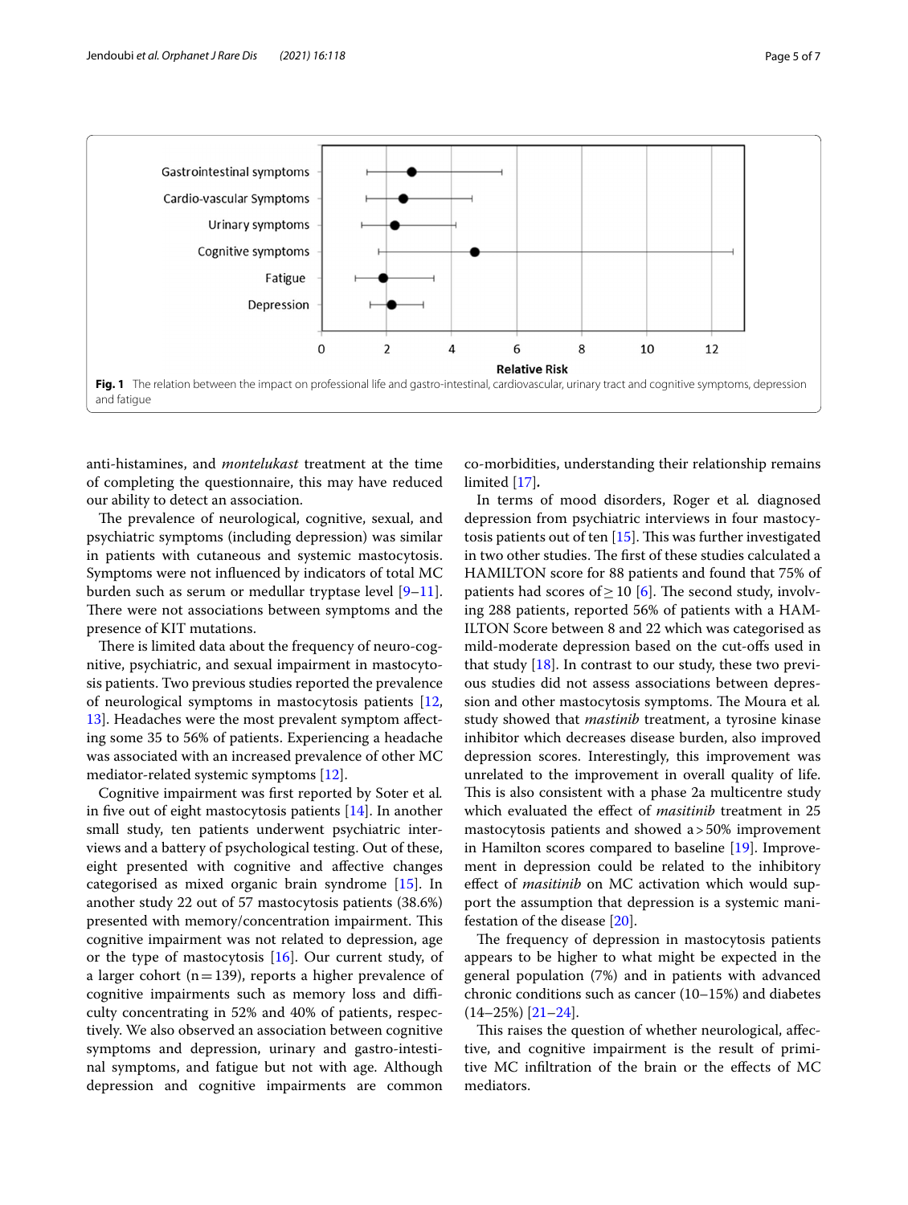Fig. 1 The relation between the impact on professional life and gastro-intestinal, cardiovascular, urinary tract and cognitive symptoms, depression and fatigue

anti-histamines, and *montelukast* treatment at the time of completing the questionnaire, this may have reduced our ability to detect an association.

The prevalence of neurological, cognitive, sexual, and psychiatric symptoms (including depression) was similar in patients with cutaneous and systemic mastocytosis. Symptoms were not influenced by indicators of total MC burden such as serum or medullar tryptase level [9–11]. There were not associations between symptoms and the presence of KIT mutations.

There is limited data about the frequency of neuro-cognitive, psychiatric, and sexual impairment in mastocytosis patients. Two previous studies reported the prevalence of neurological symptoms in mastocytosis patients [12, 13]. Headaches were the most prevalent symptom affecting some 35 to 56% of patients. Experiencing a headache was associated with an increased prevalence of other MC mediator-related systemic symptoms [12].

Cognitive impairment was first reported by Soter et al. in five out of eight mastocytosis patients [14]. In another small study, ten patients underwent psychiatric interviews and a battery of psychological testing. Out of these, eight presented with cognitive and affective changes categorised as mixed organic brain syndrome [15]. In another study 22 out of 57 mastocytosis patients (38.6%) presented with memory/concentration impairment. This cognitive impairment was not related to depression, age or the type of mastocytosis [16]. Our current study, of a larger cohort (n = 139), reports a higher prevalence of cognitive impairments such as memory loss and difficulty concentrating in 52% and 40% of patients, respectively. We also observed an association between cognitive symptoms and depression, urinary and gastro-intestinal symptoms, and fatigue but not with age. Although depression and cognitive impairments are common co-morbidities, understanding their relationship remains limited [17].

In terms of mood disorders, Roger et al. diagnosed depression from psychiatric interviews in four mastocytosis patients out of ten [15]. This was further investigated in two other studies. The first of these studies calculated a HAMILTON score for 88 patients and found that 75% of patients had scores of ≥ 10 [6]. The second study, involving 288 patients, reported 56% of patients with a HAMILTON Score between 8 and 22 which was categorised as mild-moderate depression based on the cut-offs used in that study [18]. In contrast to our study, these two previous studies did not assess associations between depression and other mastocytosis symptoms. The Moura et al. study showed that *mastinib* treatment, a tyrosine kinase inhibitor which decreases disease burden, also improved depression scores. Interestingly, this improvement was unrelated to the improvement in overall quality of life. This is also consistent with a phase 2a multicentre study which evaluated the effect of *masitinib* treatment in 25 mastocytosis patients and showed a > 50% improvement in Hamilton scores compared to baseline [19]. Improvement in depression could be related to the inhibitory effect of *masitinib* on MC activation which would support the assumption that depression is a systemic manifestation of the disease [20].

The frequency of depression in mastocytosis patients appears to be higher to what might be expected in the general population (7%) and in patients with advanced chronic conditions such as cancer (10–15%) and diabetes (14–25%) [21–24].

This raises the question of whether neurological, affective, and cognitive impairment is the result of primitive MC infiltration of the brain or the effects of MC mediators.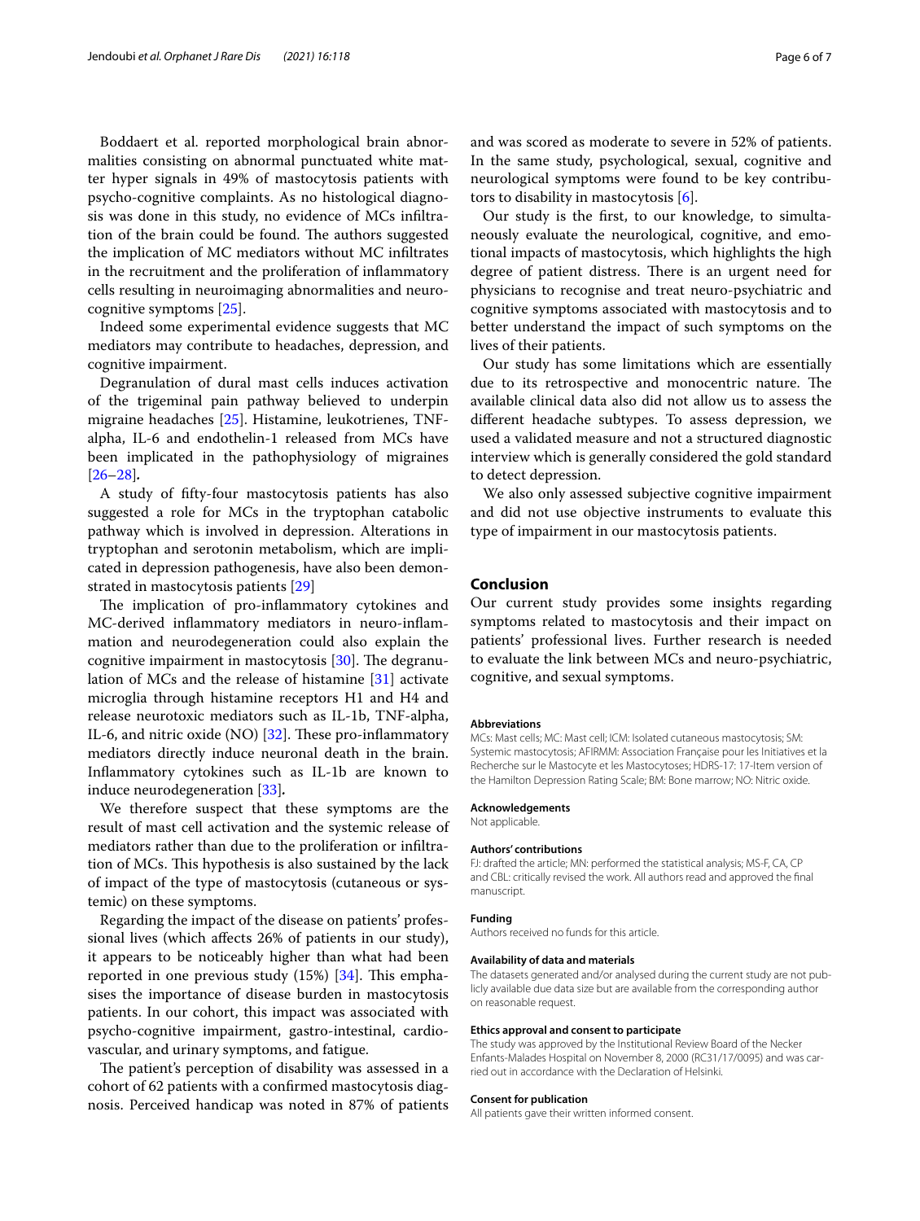Boddaert et al. reported morphological brain abnormalities consisting on abnormal punctuated white matter hyper signals in 49% of mastocytosis patients with psycho-cognitive complaints. As no histological diagnosis was done in this study, no evidence of MCs infiltration of the brain could be found. The authors suggested the implication of MC mediators without MC infiltrates in the recruitment and the proliferation of inflammatory cells resulting in neuroimaging abnormalities and neurocognitive symptoms [25].

Indeed some experimental evidence suggests that MC mediators may contribute to headaches, depression, and cognitive impairment.

Degranulation of dural mast cells induces activation of the trigeminal pain pathway believed to underpin migraine headaches [25]. Histamine, leukotrienes, TNF-alpha, IL-6 and endothelin-1 released from MCs have been implicated in the pathophysiology of migraines [26–28].

A study of fifty-four mastocytosis patients has also suggested a role for MCs in the tryptophan catabolic pathway which is involved in depression. Alterations in tryptophan and serotonin metabolism, which are implicated in depression pathogenesis, have also been demonstrated in mastocytosis patients [29]

The implication of pro-inflammatory cytokines and MC-derived inflammatory mediators in neuro-inflammation and neurodegeneration could also explain the cognitive impairment in mastocytosis [30]. The degranulation of MCs and the release of histamine [31] activate microglia through histamine receptors H1 and H4 and release neurotoxic mediators such as IL-1b, TNF-alpha, IL-6, and nitric oxide (NO) [32]. These pro-inflammatory mediators directly induce neuronal death in the brain. Inflammatory cytokines such as IL-1b are known to induce neurodegeneration [33].

We therefore suspect that these symptoms are the result of mast cell activation and the systemic release of mediators rather than due to the proliferation or infiltration of MCs. This hypothesis is also sustained by the lack of impact of the type of mastocytosis (cutaneous or systemic) on these symptoms.

Regarding the impact of the disease on patients' professional lives (which affects 26% of patients in our study), it appears to be noticeably higher than what had been reported in one previous study (15%) [34]. This emphasises the importance of disease burden in mastocytosis patients. In our cohort, this impact was associated with psycho-cognitive impairment, gastro-intestinal, cardiovascular, and urinary symptoms, and fatigue.

The patient's perception of disability was assessed in a cohort of 62 patients with a confirmed mastocytosis diagnosis. Perceived handicap was noted in 87% of patients and was scored as moderate to severe in 52% of patients. In the same study, psychological, sexual, cognitive and neurological symptoms were found to be key contributors to disability in mastocytosis [6].

Our study is the first, to our knowledge, to simultaneously evaluate the neurological, cognitive, and emotional impacts of mastocytosis, which highlights the high degree of patient distress. There is an urgent need for physicians to recognise and treat neuro-psychiatric and cognitive symptoms associated with mastocytosis and to better understand the impact of such symptoms on the lives of their patients.

Our study has some limitations which are essentially due to its retrospective and monocentric nature. The available clinical data also did not allow us to assess the different headache subtypes. To assess depression, we used a validated measure and not a structured diagnostic interview which is generally considered the gold standard to detect depression.

We also only assessed subjective cognitive impairment and did not use objective instruments to evaluate this type of impairment in our mastocytosis patients.

## Conclusion

Our current study provides some insights regarding symptoms related to mastocytosis and their impact on patients' professional lives. Further research is needed to evaluate the link between MCs and neuro-psychiatric, cognitive, and sexual symptoms.

### Abbreviations

MCs: Mast cells; MC: Mast cell; ICM: Isolated cutaneous mastocytosis; SM: Systemic mastocytosis; AFIRMM: Association Française pour les Initiatives et la Recherche sur le Mastocyte et les Mastocytoses; HDRS-17: 17-Item version of the Hamilton Depression Rating Scale; BM: Bone marrow; NO: Nitric oxide.

### Acknowledgements

Not applicable.

### Authors' contributions

FJ: drafted the article; MN: performed the statistical analysis; MS-F, CA, CP and CBL: critically revised the work. All authors read and approved the final manuscript.

### Funding

Authors received no funds for this article.

### Availability of data and materials

The datasets generated and/or analysed during the current study are not publicly available due data size but are available from the corresponding author on reasonable request.

### Ethics approval and consent to participate

The study was approved by the Institutional Review Board of the Necker Enfants-Malades Hospital on November 8, 2000 (RC31/17/0095) and was carried out in accordance with the Declaration of Helsinki.

### Consent for publication

All patients gave their written informed consent.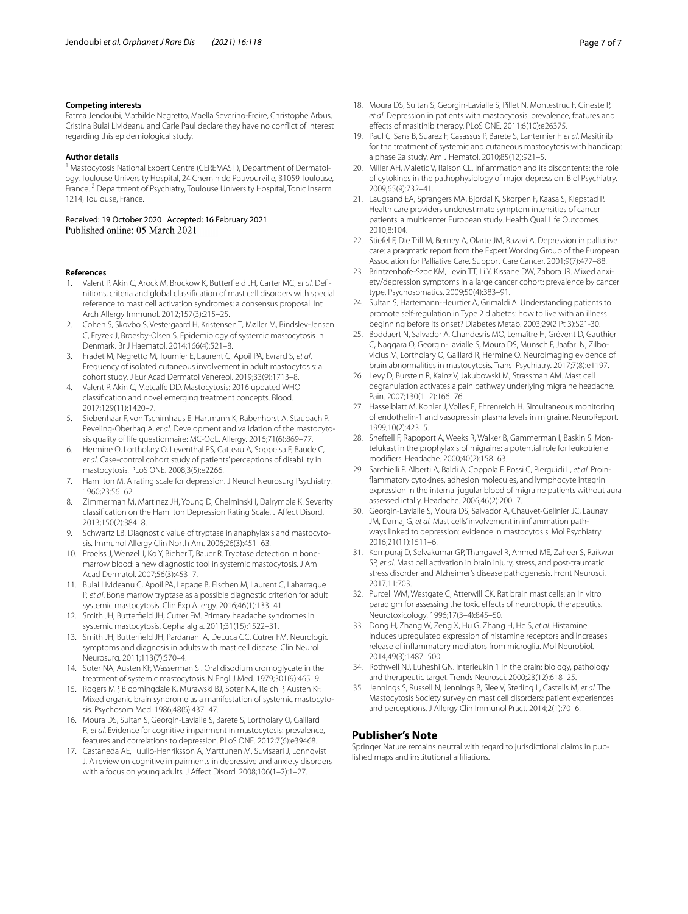#### Competing interests

Fatma Jendoubi, Mathilde Negretto, Maella Severino-Freire, Christophe Arbus, Cristina Bulai Livideanu and Carle Paul declare they have no conflict of interest regarding this epidemiological study.

#### Author details

[1] Mastocytosis National Expert Centre (CEREMAST), Department of Dermatology, Toulouse University Hospital, 24 Chemin de Pouvourville, 31059 Toulouse, France. [2] Department of Psychiatry, Toulouse University Hospital, Tonic Inserm 1214, Toulouse, France.

Received: 19 October 2020 Accepted: 16 February 2021
Published online: 05 March 2021

#### References

1. Valent P, Akin C, Arock M, Brockow K, Butterfield JH, Carter MC, *et al*. Definitions, criteria and global classification of mast cell disorders with special reference to mast cell activation syndromes: a consensus proposal. Int Arch Allergy Immunol. 2012;157(3):215–25.
2. Cohen S, Skovbo S, Vestergaard H, Kristensen T, Møller M, Bindslev-Jensen C, Fryzek J, Broesby-Olsen S. Epidemiology of systemic mastocytosis in Denmark. Br J Haematol. 2014;166(4):521–8.
3. Fradet M, Negretto M, Tournier E, Laurent C, Apoil PA, Evrard S, *et al*. Frequency of isolated cutaneous involvement in adult mastocytosis: a cohort study. J Eur Acad Dermatol Venereol. 2019;33(9):1713–8.
4. Valent P, Akin C, Metcalfe DD. Mastocytosis: 2016 updated WHO classification and novel emerging treatment concepts. Blood. 2017;129(11):1420–7.
5. Siebenhaar F, von Tschirnhaus E, Hartmann K, Rabenhorst A, Staubach P, Peveling-Oberhag A, *et al*. Development and validation of the mastocytosis quality of life questionnaire: MC-QoL. Allergy. 2016;71(6):869–77.
6. Hermine O, Lortholary O, Leventhal PS, Catteau A, Soppelsa F, Baude C, *et al*. Case-control cohort study of patients' perceptions of disability in mastocytosis. PLoS ONE. 2008;3(5):e2266.
7. Hamilton M. A rating scale for depression. J Neurol Neurosurg Psychiatry. 1960;23:56–62.
8. Zimmerman M, Martinez JH, Young D, Chelminski I, Dalrymple K. Severity classification on the Hamilton Depression Rating Scale. J Affect Disord. 2013;150(2):384–8.
9. Schwartz LB. Diagnostic value of tryptase in anaphylaxis and mastocytosis. Immunol Allergy Clin North Am. 2006;26(3):451–63.
10. Proelss J, Wenzel J, Ko Y, Bieber T, Bauer R. Tryptase detection in bone-marrow blood: a new diagnostic tool in systemic mastocytosis. J Am Acad Dermatol. 2007;56(3):453–7.
11. Bulai Livideanu C, Apoil PA, Lepage B, Eischen M, Laurent C, Laharrague P, *et al*. Bone marrow tryptase as a possible diagnostic criterion for adult systemic mastocytosis. Clin Exp Allergy. 2016;46(1):133–41.
12. Smith JH, Butterfield JH, Cutrer FM. Primary headache syndromes in systemic mastocytosis. Cephalalgia. 2011;31(15):1522–31.
13. Smith JH, Butterfield JH, Pardanani A, DeLuca GC, Cutrer FM. Neurologic symptoms and diagnosis in adults with mast cell disease. Clin Neurol Neurosurg. 2011;113(7):570–4.
14. Soter NA, Austen KF, Wasserman SI. Oral disodium cromoglycate in the treatment of systemic mastocytosis. N Engl J Med. 1979;301(9):465–9.
15. Rogers MP, Bloomingdale K, Murawski BJ, Soter NA, Reich P, Austen KF. Mixed organic brain syndrome as a manifestation of systemic mastocytosis. Psychosom Med. 1986;48(6):437–47.
16. Moura DS, Sultan S, Georgin-Lavialle S, Barete S, Lortholary O, Gaillard R, *et al*. Evidence for cognitive impairment in mastocytosis: prevalence, features and correlations to depression. PLoS ONE. 2012;7(6):e39468.
17. Castaneda AE, Tuulio-Henriksson A, Marttunen M, Suvisaari J, Lonnqvist J. A review on cognitive impairments in depressive and anxiety disorders with a focus on young adults. J Affect Disord. 2008;106(1–2):1–27.
18. Moura DS, Sultan S, Georgin-Lavialle S, Pillet N, Montestruc F, Gineste P, *et al*. Depression in patients with mastocytosis: prevalence, features and effects of masitinib therapy. PLoS ONE. 2011;6(10):e26375.
19. Paul C, Sans B, Suarez F, Casassus P, Barete S, Lanternier F, *et al*. Masitinib for the treatment of systemic and cutaneous mastocytosis with handicap: a phase 2a study. Am J Hematol. 2010;85(12):921–5.
20. Miller AH, Maletic V, Raison CL. Inflammation and its discontents: the role of cytokines in the pathophysiology of major depression. Biol Psychiatry. 2009;65(9):732–41.
21. Laugsand EA, Sprangers MA, Bjordal K, Skorpen F, Kaasa S, Klepstad P. Health care providers underestimate symptom intensities of cancer patients: a multicenter European study. Health Qual Life Outcomes. 2010;8:104.
22. Stiefel F, Die Trill M, Berney A, Olarte JM, Razavi A. Depression in palliative care: a pragmatic report from the Expert Working Group of the European Association for Palliative Care. Support Care Cancer. 2001;9(7):477–88.
23. Brintzenhofe-Szoc KM, Levin TT, Li Y, Kissane DW, Zabora JR. Mixed anxiety/depression symptoms in a large cancer cohort: prevalence by cancer type. Psychosomatics. 2009;50(4):383–91.
24. Sultan S, Hartemann-Heurtier A, Grimaldi A. Understanding patients to promote self-regulation in Type 2 diabetes: how to live with an illness beginning before its onset? Diabetes Metab. 2003;29(2 Pt 3):S21-30.
25. Boddaert N, Salvador A, Chandesris MO, Lemaître H, Grévent D, Gauthier C, Naggara O, Georgin-Lavialle S, Moura DS, Munsch F, Jaafari N, Zilbovicius M, Lortholary O, Gaillard R, Hermine O. Neuroimaging evidence of brain abnormalities in mastocytosis. Transl Psychiatry. 2017;7(8):e1197.
26. Levy D, Burstein R, Kainz V, Jakubowski M, Strassman AM. Mast cell degranulation activates a pain pathway underlying migraine headache. Pain. 2007;130(1–2):166–76.
27. Hasselblatt M, Kohler J, Volles E, Ehrenreich H. Simultaneous monitoring of endothelin-1 and vasopressin plasma levels in migraine. NeuroReport. 1999;10(2):423–5.
28. Sheftell F, Rapoport A, Weeks R, Walker B, Gammerman I, Baskin S. Montelukast in the prophylaxis of migraine: a potential role for leukotriene modifiers. Headache. 2000;40(2):158–63.
29. Sarchielli P, Alberti A, Baldi A, Coppola F, Rossi C, Pierguidi L, *et al*. Proinflammatory cytokines, adhesion molecules, and lymphocyte integrin expression in the internal jugular blood of migraine patients without aura assessed ictally. Headache. 2006;46(2):200–7.
30. Georgin-Lavialle S, Moura DS, Salvador A, Chauvet-Gelinier JC, Launay JM, Damaj G, *et al*. Mast cells' involvement in inflammation pathways linked to depression: evidence in mastocytosis. Mol Psychiatry. 2016;21(11):1511–6.
31. Kempuraj D, Selvakumar GP, Thangavel R, Ahmed ME, Zaheer S, Raikwar SP, *et al*. Mast cell activation in brain injury, stress, and post-traumatic stress disorder and Alzheimer's disease pathogenesis. Front Neurosci. 2017;11:703.
32. Purcell WM, Westgate C, Atterwill CK. Rat brain mast cells: an in vitro paradigm for assessing the toxic effects of neurotropic therapeutics. Neurotoxicology. 1996;17(3–4):845–50.
33. Dong H, Zhang W, Zeng X, Hu G, Zhang H, He S, *et al*. Histamine induces upregulated expression of histamine receptors and increases release of inflammatory mediators from microglia. Mol Neurobiol. 2014;49(3):1487–500.
34. Rothwell NJ, Luheshi GN. Interleukin 1 in the brain: biology, pathology and therapeutic target. Trends Neurosci. 2000;23(12):618–25.
35. Jennings S, Russell N, Jennings B, Slee V, Sterling L, Castells M, *et al*. The Mastocytosis Society survey on mast cell disorders: patient experiences and perceptions. J Allergy Clin Immunol Pract. 2014;2(1):70–6.

## Publisher's Note

Springer Nature remains neutral with regard to jurisdictional claims in published maps and institutional affiliations.